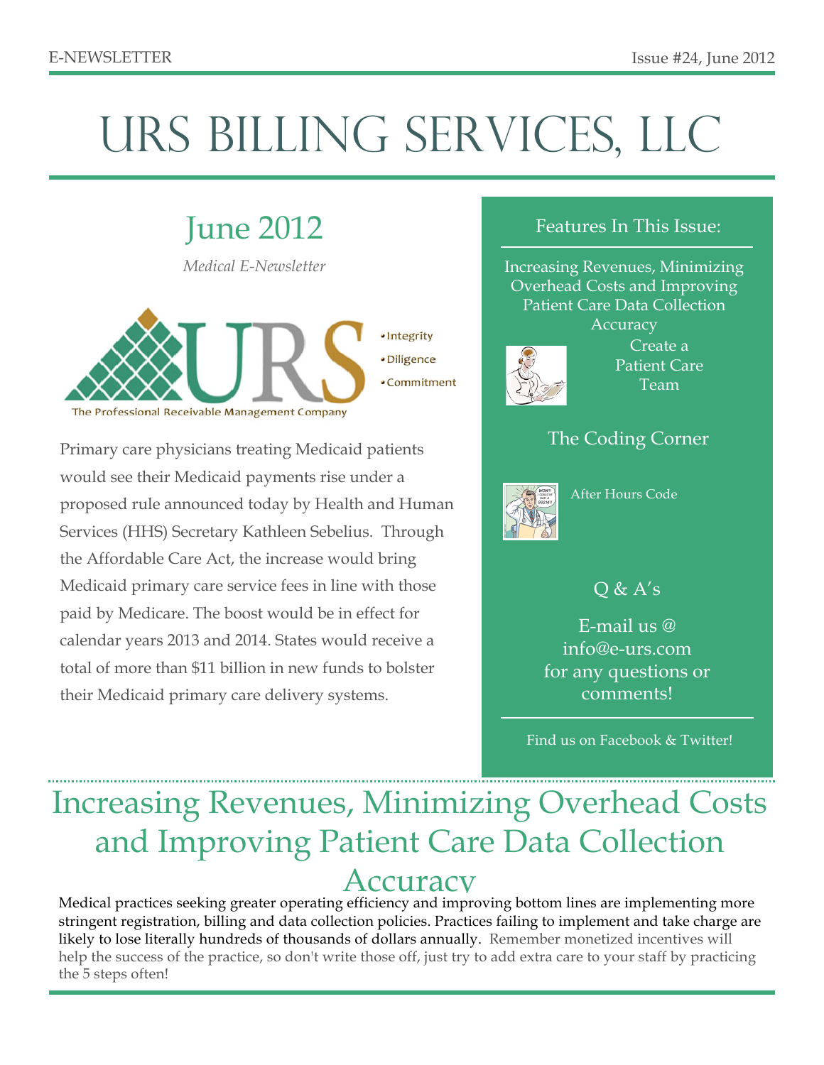E-NEWSLETTER

Issue #24, June 2012

# URS BILLING SERVICES, LLC

## June 2012

*Medical E-Newsletter*

URS

- Integrity
- Diligence
- Commitment

The Professional Receivable Management Company

Primary care physicians treating Medicaid patients would see their Medicaid payments rise under a proposed rule announced today by Health and Human Services (HHS) Secretary Kathleen Sebelius. Through the Affordable Care Act, the increase would bring Medicaid primary care service fees in line with those paid by Medicare. The boost would be in effect for calendar years 2013 and 2014. States would receive a total of more than $11 billion in new funds to bolster their Medicaid primary care delivery systems.

### Features In This Issue:

Increasing Revenues, Minimizing Overhead Costs and Improving Patient Care Data Collection Accuracy

Create a Patient Care Team

### The Coding Corner

After Hours Code

### Q & A's

E-mail us @ info@e-urs.com for any questions or comments!

Find us on Facebook & Twitter!

## Increasing Revenues, Minimizing Overhead Costs and Improving Patient Care Data Collection Accuracy

Medical practices seeking greater operating efficiency and improving bottom lines are implementing more stringent registration, billing and data collection policies. Practices failing to implement and take charge are likely to lose literally hundreds of thousands of dollars annually. Remember monetized incentives will help the success of the practice, so don't write those off, just try to add extra care to your staff by practicing the 5 steps often!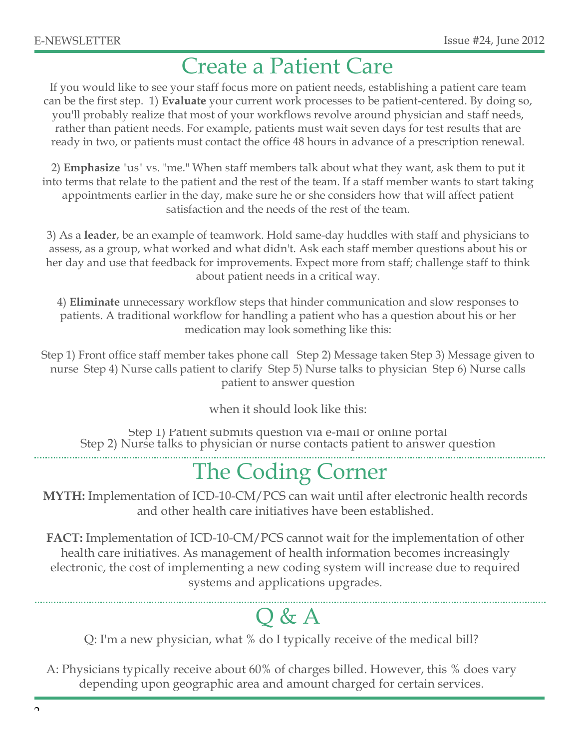# Create a Patient Care

If you would like to see your staff focus more on patient needs, establishing a patient care team can be the first step. 1) **Evaluate** your current work processes to be patient-centered. By doing so, you'll probably realize that most of your workflows revolve around physician and staff needs, rather than patient needs. For example, patients must wait seven days for test results that are ready in two, or patients must contact the office 48 hours in advance of a prescription renewal.

2) **Emphasize** "us" vs. "me." When staff members talk about what they want, ask them to put it into terms that relate to the patient and the rest of the team. If a staff member wants to start taking appointments earlier in the day, make sure he or she considers how that will affect patient satisfaction and the needs of the rest of the team.

3) As a **leader**, be an example of teamwork. Hold same-day huddles with staff and physicians to assess, as a group, what worked and what didn't. Ask each staff member questions about his or her day and use that feedback for improvements. Expect more from staff; challenge staff to think about patient needs in a critical way.

4) **Eliminate** unnecessary workflow steps that hinder communication and slow responses to patients. A traditional workflow for handling a patient who has a question about his or her medication may look something like this:

Step 1) Front office staff member takes phone call Step 2) Message taken Step 3) Message given to nurse Step 4) Nurse calls patient to clarify Step 5) Nurse talks to physician Step 6) Nurse calls patient to answer question

when it should look like this:

Step 1) Patient submits question via e-mail or online portal
Step 2) Nurse talks to physician or nurse contacts patient to answer question

# The Coding Corner

**MYTH:** Implementation of ICD-10-CM/PCS can wait until after electronic health records and other health care initiatives have been established.

**FACT:** Implementation of ICD-10-CM/PCS cannot wait for the implementation of other health care initiatives. As management of health information becomes increasingly electronic, the cost of implementing a new coding system will increase due to required systems and applications upgrades.

# Q & A

Q: I'm a new physician, what % do I typically receive of the medical bill?

A: Physicians typically receive about 60% of charges billed. However, this % does vary depending upon geographic area and amount charged for certain services.